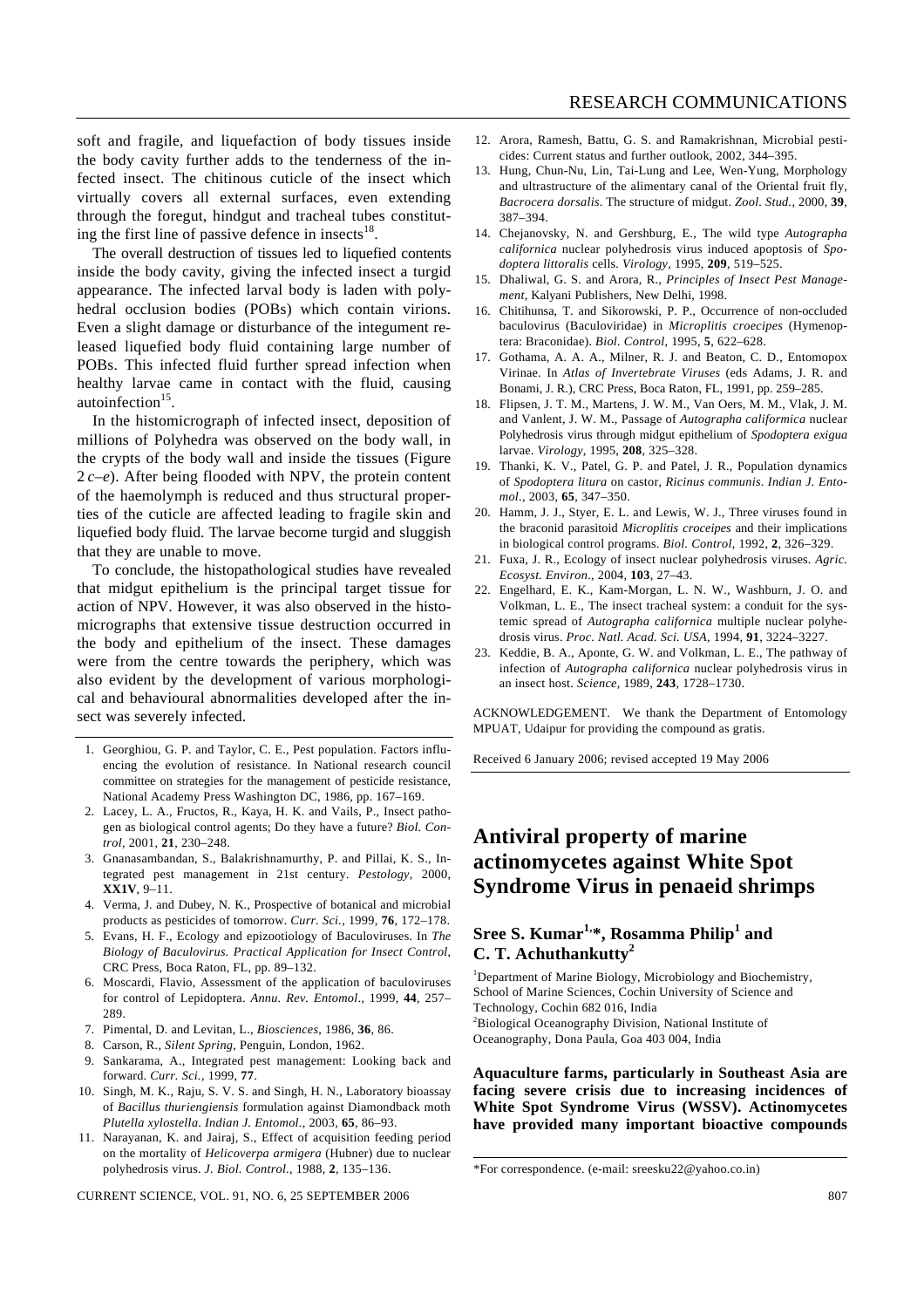soft and fragile, and liquefaction of body tissues inside the body cavity further adds to the tenderness of the infected insect. The chitinous cuticle of the insect which virtually covers all external surfaces, even extending through the foregut, hindgut and tracheal tubes constituting the first line of passive defence in insects[18].

The overall destruction of tissues led to liquefied contents inside the body cavity, giving the infected insect a turgid appearance. The infected larval body is laden with polyhedral occlusion bodies (POBs) which contain virions. Even a slight damage or disturbance of the integument released liquefied body fluid containing large number of POBs. This infected fluid further spread infection when healthy larvae came in contact with the fluid, causing autoinfection[15].

In the histomicrograph of infected insect, deposition of millions of Polyhedra was observed on the body wall, in the crypts of the body wall and inside the tissues (Figure 2 *c*–*e*). After being flooded with NPV, the protein content of the haemolymph is reduced and thus structural properties of the cuticle are affected leading to fragile skin and liquefied body fluid. The larvae become turgid and sluggish that they are unable to move.

To conclude, the histopathological studies have revealed that midgut epithelium is the principal target tissue for action of NPV. However, it was also observed in the histomicrographs that extensive tissue destruction occurred in the body and epithelium of the insect. These damages were from the centre towards the periphery, which was also evident by the development of various morphological and behavioural abnormalities developed after the insect was severely infected.

1. Georghiou, G. P. and Taylor, C. E., Pest population. Factors influencing the evolution of resistance. In National research council committee on strategies for the management of pesticide resistance, National Academy Press Washington DC, 1986, pp. 167–169.
2. Lacey, L. A., Fructos, R., Kaya, H. K. and Vails, P., Insect pathogen as biological control agents; Do they have a future? *Biol. Control*, 2001, **21**, 230–248.
3. Gnanasambandan, S., Balakrishnamurthy, P. and Pillai, K. S., Integrated pest management in 21st century. *Pestology*, 2000, **XX1V**, 9–11.
4. Verma, J. and Dubey, N. K., Prospective of botanical and microbial products as pesticides of tomorrow. *Curr. Sci.*, 1999, **76**, 172–178.
5. Evans, H. F., Ecology and epizootiology of Baculoviruses. In *The Biology of Baculovirus. Practical Application for Insect Control*, CRC Press, Boca Raton, FL, pp. 89–132.
6. Moscardi, Flavio, Assessment of the application of baculoviruses for control of Lepidoptera. *Annu. Rev. Entomol.*, 1999, **44**, 257–289.
7. Pimental, D. and Levitan, L., *Biosciences*, 1986, **36**, 86.
8. Carson, R., *Silent Spring*, Penguin, London, 1962.
9. Sankarama, A., Integrated pest management: Looking back and forward. *Curr. Sci.*, 1999, **77**.
10. Singh, M. K., Raju, S. V. S. and Singh, H. N., Laboratory bioassay of *Bacillus thuriengiensis* formulation against Diamondback moth *Plutella xylostella*. *Indian J. Entomol.*, 2003, **65**, 86–93.
11. Narayanan, K. and Jairaj, S., Effect of acquisition feeding period on the mortality of *Helicoverpa armigera* (Hubner) due to nuclear polyhedrosis virus. *J. Biol. Control.*, 1988, **2**, 135–136.
12. Arora, Ramesh, Battu, G. S. and Ramakrishnan, Microbial pesticides: Current status and further outlook, 2002, 344–395.
13. Hung, Chun-Nu, Lin, Tai-Lung and Lee, Wen-Yung, Morphology and ultrastructure of the alimentary canal of the Oriental fruit fly, *Bacrocera dorsalis*. The structure of midgut. *Zool. Stud.*, 2000, **39**, 387–394.
14. Chejanovsky, N. and Gershburg, E., The wild type *Autographa californica* nuclear polyhedrosis virus induced apoptosis of *Spodoptera littoralis* cells. *Virology*, 1995, **209**, 519–525.
15. Dhaliwal, G. S. and Arora, R., *Principles of Insect Pest Management*, Kalyani Publishers, New Delhi, 1998.
16. Chitihunsa, T. and Sikorowski, P. P., Occurrence of non-occluded baculovirus (Baculoviridae) in *Microplitis croecipes* (Hymenoptera: Braconidae). *Biol. Control*, 1995, **5**, 622–628.
17. Gothama, A. A. A., Milner, R. J. and Beaton, C. D., Entomopox Virinae. In *Atlas of Invertebrate Viruses* (eds Adams, J. R. and Bonami, J. R.), CRC Press, Boca Raton, FL, 1991, pp. 259–285.
18. Flipsen, J. T. M., Martens, J. W. M., Van Oers, M. M., Vlak, J. M. and Vanlent, J. W. M., Passage of *Autographa californica* nuclear Polyhedrosis virus through midgut epithelium of *Spodoptera exigua* larvae. *Virology*, 1995, **208**, 325–328.
19. Thanki, K. V., Patel, G. P. and Patel, J. R., Population dynamics of *Spodoptera litura* on castor, *Ricinus communis*. *Indian J. Entomol.*, 2003, **65**, 347–350.
20. Hamm, J. J., Styer, E. L. and Lewis, W. J., Three viruses found in the braconid parasitoid *Microplitis croceipes* and their implications in biological control programs. *Biol. Control*, 1992, **2**, 326–329.
21. Fuxa, J. R., Ecology of insect nuclear polyhedrosis viruses. *Agric. Ecosyst. Environ*., 2004, **103**, 27–43.
22. Engelhard, E. K., Kam-Morgan, L. N. W., Washburn, J. O. and Volkman, L. E., The insect tracheal system: a conduit for the systemic spread of *Autographa californica* multiple nuclear polyhedrosis virus. *Proc. Natl. Acad. Sci. USA*, 1994, **91**, 3224–3227.
23. Keddie, B. A., Aponte, G. W. and Volkman, L. E., The pathway of infection of *Autographa californica* nuclear polyhedrosis virus in an insect host. *Science*, 1989, **243**, 1728–1730.

ACKNOWLEDGEMENT. We thank the Department of Entomology MPUAT, Udaipur for providing the compound as gratis.

Received 6 January 2006; revised accepted 19 May 2006

# Antiviral property of marine actinomycetes against White Spot Syndrome Virus in penaeid shrimps

**Sree S. Kumar[1,*], Rosamma Philip[1] and C. T. Achuthankutty[2]**

[1]Department of Marine Biology, Microbiology and Biochemistry, School of Marine Sciences, Cochin University of Science and Technology, Cochin 682 016, India
[2]Biological Oceanography Division, National Institute of Oceanography, Dona Paula, Goa 403 004, India

**Aquaculture farms, particularly in Southeast Asia are facing severe crisis due to increasing incidences of White Spot Syndrome Virus (WSSV). Actinomycetes have provided many important bioactive compounds**

*For correspondence. (e-mail: sreesku22@yahoo.co.in)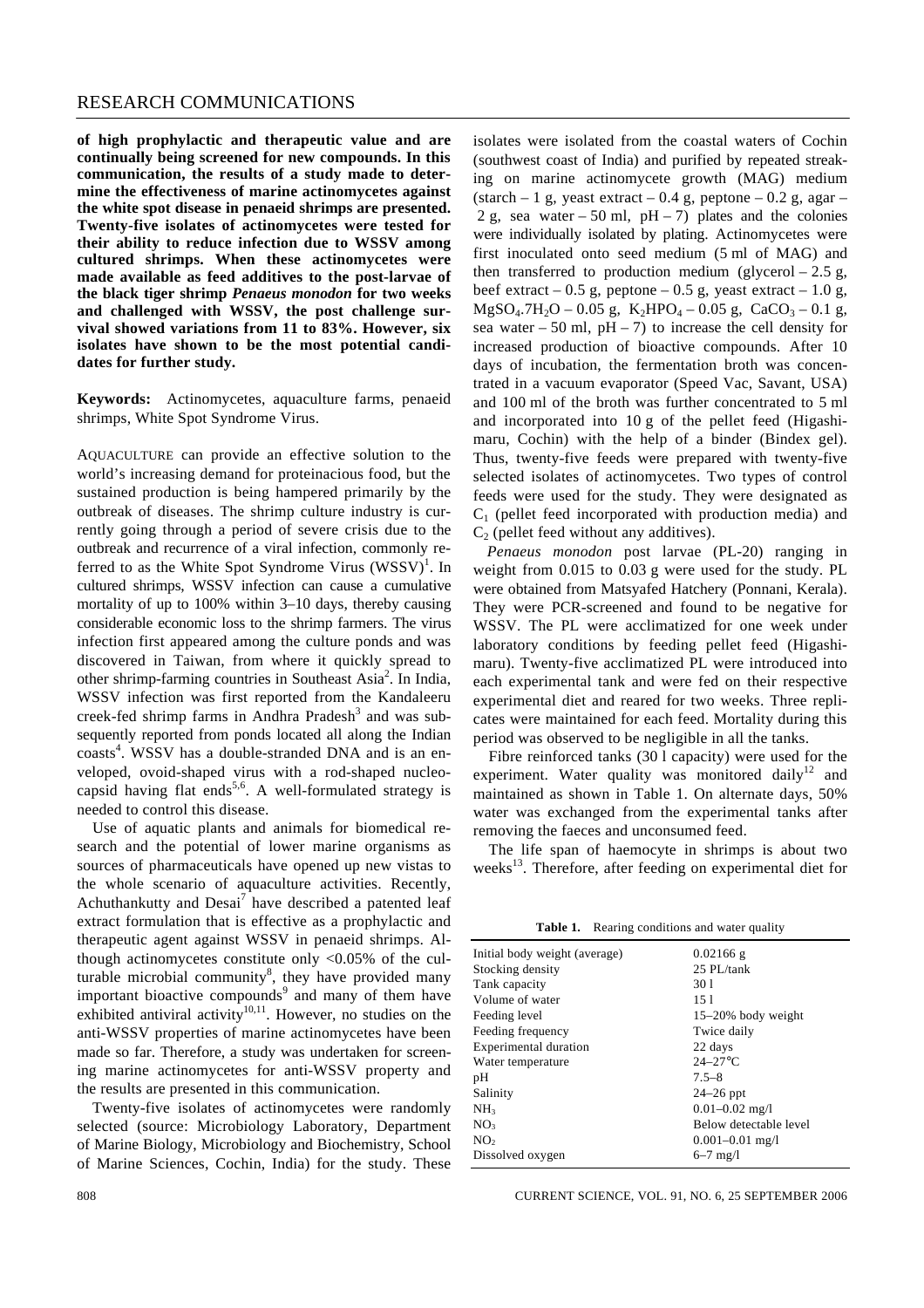**of high prophylactic and therapeutic value and are continually being screened for new compounds. In this communication, the results of a study made to determine the effectiveness of marine actinomycetes against the white spot disease in penaeid shrimps are presented. Twenty-five isolates of actinomycetes were tested for their ability to reduce infection due to WSSV among cultured shrimps. When these actinomycetes were made available as feed additives to the post-larvae of the black tiger shrimp *Penaeus monodon* for two weeks and challenged with WSSV, the post challenge survival showed variations from 11 to 83%. However, six isolates have shown to be the most potential candidates for further study.**

**Keywords:** Actinomycetes, aquaculture farms, penaeid shrimps, White Spot Syndrome Virus.

AQUACULTURE can provide an effective solution to the world's increasing demand for proteinacious food, but the sustained production is being hampered primarily by the outbreak of diseases. The shrimp culture industry is currently going through a period of severe crisis due to the outbreak and recurrence of a viral infection, commonly referred to as the White Spot Syndrome Virus (WSSV)[1]. In cultured shrimps, WSSV infection can cause a cumulative mortality of up to 100% within 3–10 days, thereby causing considerable economic loss to the shrimp farmers. The virus infection first appeared among the culture ponds and was discovered in Taiwan, from where it quickly spread to other shrimp-farming countries in Southeast Asia[2]. In India, WSSV infection was first reported from the Kandaleeru creek-fed shrimp farms in Andhra Pradesh[3] and was subsequently reported from ponds located all along the Indian coasts[4]. WSSV has a double-stranded DNA and is an enveloped, ovoid-shaped virus with a rod-shaped nucleocapsid having flat ends[5,6]. A well-formulated strategy is needed to control this disease.

Use of aquatic plants and animals for biomedical research and the potential of lower marine organisms as sources of pharmaceuticals have opened up new vistas to the whole scenario of aquaculture activities. Recently, Achuthankutty and Desai[7] have described a patented leaf extract formulation that is effective as a prophylactic and therapeutic agent against WSSV in penaeid shrimps. Although actinomycetes constitute only <0.05% of the culturable microbial community[8], they have provided many important bioactive compounds[9] and many of them have exhibited antiviral activity[10,11]. However, no studies on the anti-WSSV properties of marine actinomycetes have been made so far. Therefore, a study was undertaken for screening marine actinomycetes for anti-WSSV property and the results are presented in this communication.

Twenty-five isolates of actinomycetes were randomly selected (source: Microbiology Laboratory, Department of Marine Biology, Microbiology and Biochemistry, School of Marine Sciences, Cochin, India) for the study. These isolates were isolated from the coastal waters of Cochin (southwest coast of India) and purified by repeated streaking on marine actinomycete growth (MAG) medium (starch – 1 g, yeast extract – 0.4 g, peptone – 0.2 g, agar – 2 g, sea water – 50 ml, pH – 7) plates and the colonies were individually isolated by plating. Actinomycetes were first inoculated onto seed medium (5 ml of MAG) and then transferred to production medium (glycerol – 2.5 g, beef extract – 0.5 g, peptone – 0.5 g, yeast extract – 1.0 g, $MgSO_4.7H_2O$ – 0.05 g, $K_2HPO_4$ – 0.05 g, $CaCO_3$ – 0.1 g, sea water – 50 ml, pH – 7) to increase the cell density for increased production of bioactive compounds. After 10 days of incubation, the fermentation broth was concentrated in a vacuum evaporator (Speed Vac, Savant, USA) and 100 ml of the broth was further concentrated to 5 ml and incorporated into 10 g of the pellet feed (Higashimaru, Cochin) with the help of a binder (Bindex gel). Thus, twenty-five feeds were prepared with twenty-five selected isolates of actinomycetes. Two types of control feeds were used for the study. They were designated as $C_1$ (pellet feed incorporated with production media) and $C_2$ (pellet feed without any additives).

*Penaeus monodon* post larvae (PL-20) ranging in weight from 0.015 to 0.03 g were used for the study. PL were obtained from Matsyafed Hatchery (Ponnani, Kerala). They were PCR-screened and found to be negative for WSSV. The PL were acclimatized for one week under laboratory conditions by feeding pellet feed (Higashimaru). Twenty-five acclimatized PL were introduced into each experimental tank and were fed on their respective experimental diet and reared for two weeks. Three replicates were maintained for each feed. Mortality during this period was observed to be negligible in all the tanks.

Fibre reinforced tanks (30 l capacity) were used for the experiment. Water quality was monitored daily[12] and maintained as shown in Table 1. On alternate days, 50% water was exchanged from the experimental tanks after removing the faeces and unconsumed feed.

The life span of haemocyte in shrimps is about two weeks[13]. Therefore, after feeding on experimental diet for

**Table 1.** Rearing conditions and water quality

| | |
|---|---|
| Initial body weight (average) | 0.02166 g |
| Stocking density | 25 PL/tank |
| Tank capacity | 30 l |
| Volume of water | 15 l |
| Feeding level | 15–20% body weight |
| Feeding frequency | Twice daily |
| Experimental duration | 22 days |
| Water temperature | 24–27°C |
| pH | 7.5–8 |
| Salinity | 24–26 ppt |
| $NH_3$ | 0.01–0.02 mg/l |
| $NO_3$ | Below detectable level |
| $NO_2$ | 0.001–0.01 mg/l |
| Dissolved oxygen | 6–7 mg/l |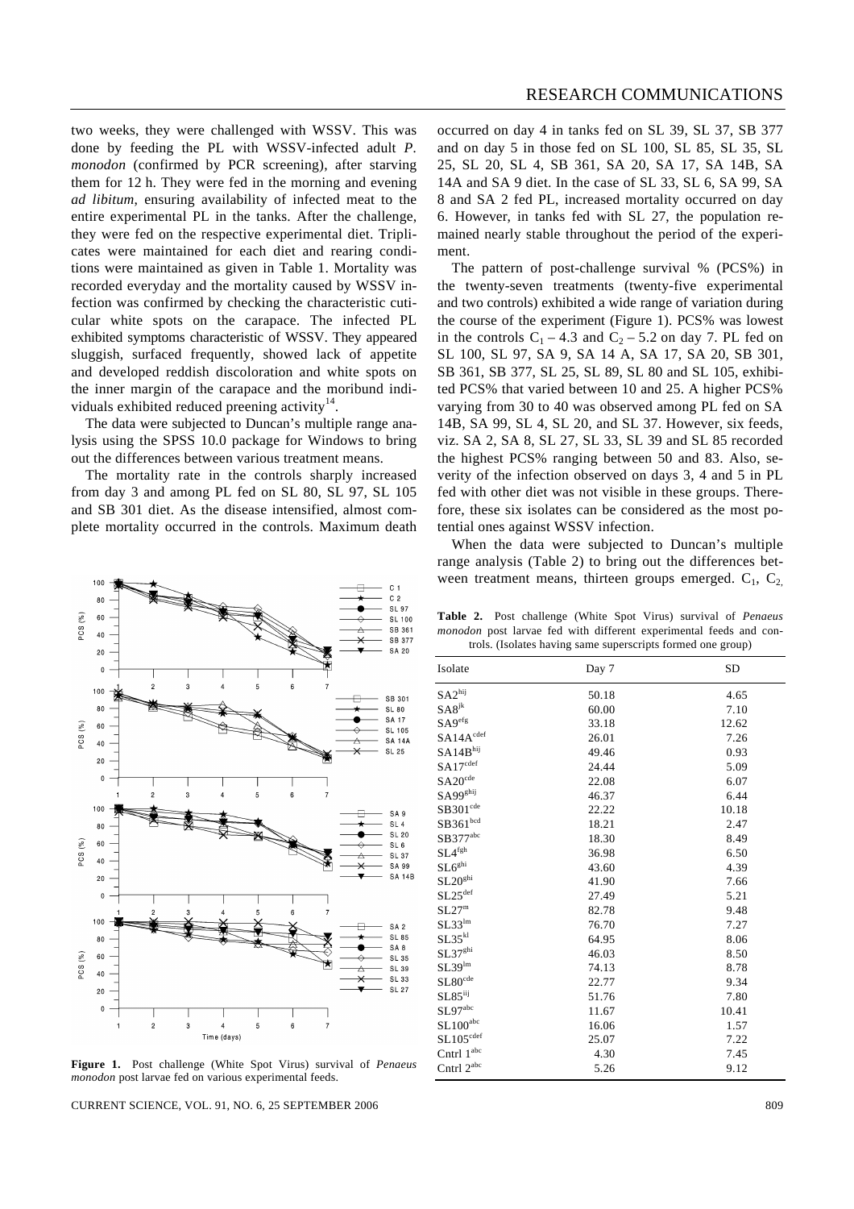two weeks, they were challenged with WSSV. This was done by feeding the PL with WSSV-infected adult *P. monodon* (confirmed by PCR screening), after starving them for 12 h. They were fed in the morning and evening *ad libitum*, ensuring availability of infected meat to the entire experimental PL in the tanks. After the challenge, they were fed on the respective experimental diet. Triplicates were maintained for each diet and rearing conditions were maintained as given in Table 1. Mortality was recorded everyday and the mortality caused by WSSV infection was confirmed by checking the characteristic cuticular white spots on the carapace. The infected PL exhibited symptoms characteristic of WSSV. They appeared sluggish, surfaced frequently, showed lack of appetite and developed reddish discoloration and white spots on the inner margin of the carapace and the moribund individuals exhibited reduced preening activity[14].

The data were subjected to Duncan's multiple range analysis using the SPSS 10.0 package for Windows to bring out the differences between various treatment means.

The mortality rate in the controls sharply increased from day 3 and among PL fed on SL 80, SL 97, SL 105 and SB 301 diet. As the disease intensified, almost complete mortality occurred in the controls. Maximum death occurred on day 4 in tanks fed on SL 39, SL 37, SB 377 and on day 5 in those fed on SL 100, SL 85, SL 35, SL 25, SL 20, SL 4, SB 361, SA 20, SA 17, SA 14B, SA 14A and SA 9 diet. In the case of SL 33, SL 6, SA 99, SA 8 and SA 2 fed PL, increased mortality occurred on day 6. However, in tanks fed with SL 27, the population remained nearly stable throughout the period of the experiment.

The pattern of post-challenge survival % (PCS%) in the twenty-seven treatments (twenty-five experimental and two controls) exhibited a wide range of variation during the course of the experiment (Figure 1). PCS% was lowest in the controls $C_1$ – 4.3 and $C_2$ – 5.2 on day 7. PL fed on SL 100, SL 97, SA 9, SA 14 A, SA 17, SA 20, SB 301, SB 361, SB 377, SL 25, SL 89, SL 80 and SL 105, exhibited PCS% that varied between 10 and 25. A higher PCS% varying from 30 to 40 was observed among PL fed on SA 14B, SA 99, SL 4, SL 20, and SL 37. However, six feeds, viz. SA 2, SA 8, SL 27, SL 33, SL 39 and SL 85 recorded the highest PCS% ranging between 50 and 83. Also, severity of the infection observed on days 3, 4 and 5 in PL fed with other diet was not visible in these groups. Therefore, these six isolates can be considered as the most potential ones against WSSV infection.

When the data were subjected to Duncan's multiple range analysis (Table 2) to bring out the differences between treatment means, thirteen groups emerged. $C_1$, $C_2$,

**Figure 1.** Post challenge (White Spot Virus) survival of *Penaeus monodon* post larvae fed on various experimental feeds.

**Table 2.** Post challenge (White Spot Virus) survival of *Penaeus monodon* post larvae fed with different experimental feeds and controls. (Isolates having same superscripts formed one group)

| Isolate | Day 7 | SD |
|---|---|---|
| SA2$^{hij}$ | 50.18 | 4.65 |
| SA8$^{jk}$ | 60.00 | 7.10 |
| SA9$^{efg}$ | 33.18 | 12.62 |
| SA14A$^{cdef}$ | 26.01 | 7.26 |
| SA14B$^{hij}$ | 49.46 | 0.93 |
| SA17$^{cdef}$ | 24.44 | 5.09 |
| SA20$^{cde}$ | 22.08 | 6.07 |
| SA99$^{ghij}$ | 46.37 | 6.44 |
| SB301$^{cde}$ | 22.22 | 10.18 |
| SB361$^{bcd}$ | 18.21 | 2.47 |
| SB377$^{abc}$ | 18.30 | 8.49 |
| SL4$^{fgh}$ | 36.98 | 6.50 |
| SL6$^{ghi}$ | 43.60 | 4.39 |
| SL20$^{ghi}$ | 41.90 | 7.66 |
| SL25$^{def}$ | 27.49 | 5.21 |
| SL27$^{m}$ | 82.78 | 9.48 |
| SL33$^{lm}$ | 76.70 | 7.27 |
| SL35$^{kl}$ | 64.95 | 8.06 |
| SL37$^{ghi}$ | 46.03 | 8.50 |
| SL39$^{lm}$ | 74.13 | 8.78 |
| SL80$^{cde}$ | 22.77 | 9.34 |
| SL85$^{ijk}$ | 51.76 | 7.80 |
| SL97$^{abc}$ | 11.67 | 10.41 |
| SL100$^{abc}$ | 16.06 | 1.57 |
| SL105$^{cdef}$ | 25.07 | 7.22 |
| Cntrl 1$^{abc}$ | 4.30 | 7.45 |
| Cntrl 2$^{abc}$ | 5.26 | 9.12 |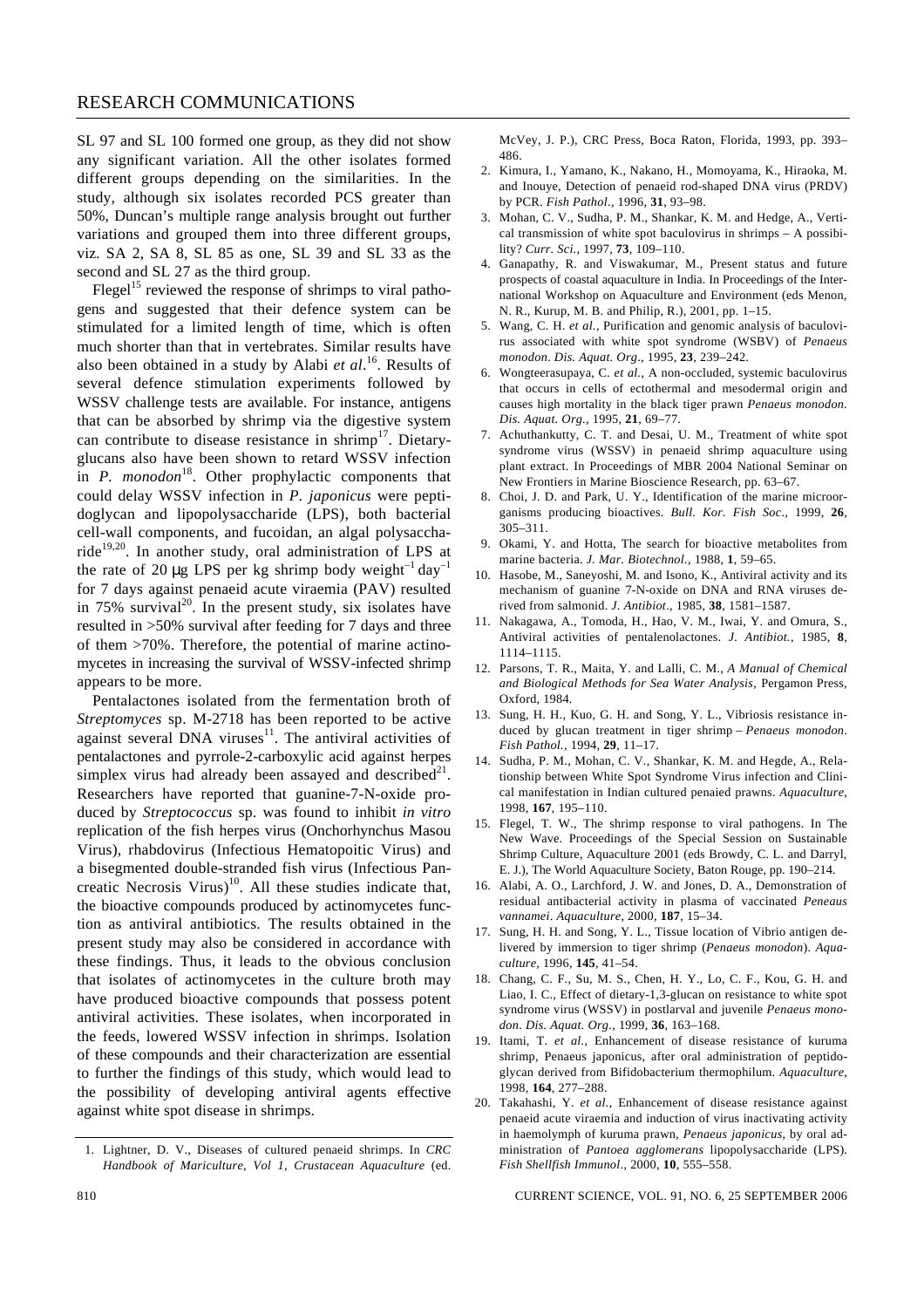SL 97 and SL 100 formed one group, as they did not show any significant variation. All the other isolates formed different groups depending on the similarities. In the study, although six isolates recorded PCS greater than 50%, Duncan's multiple range analysis brought out further variations and grouped them into three different groups, viz. SA 2, SA 8, SL 85 as one, SL 39 and SL 33 as the second and SL 27 as the third group.

Flegel[15] reviewed the response of shrimps to viral pathogens and suggested that their defence system can be stimulated for a limited length of time, which is often much shorter than that in vertebrates. Similar results have also been obtained in a study by Alabi *et al*.[16]. Results of several defence stimulation experiments followed by WSSV challenge tests are available. For instance, antigens that can be absorbed by shrimp via the digestive system can contribute to disease resistance in shrimp[17]. Dietary-glucans also have been shown to retard WSSV infection in *P. monodon*[18]. Other prophylactic components that could delay WSSV infection in *P. japonicus* were peptidoglycan and lipopolysaccharide (LPS), both bacterial cell-wall components, and fucoidan, an algal polysaccharide[19,20]. In another study, oral administration of LPS at the rate of 20 μg LPS per kg shrimp body weight$^{-1}$ day$^{-1}$ for 7 days against penaeid acute viraemia (PAV) resulted in 75% survival[20]. In the present study, six isolates have resulted in >50% survival after feeding for 7 days and three of them >70%. Therefore, the potential of marine actinomycetes in increasing the survival of WSSV-infected shrimp appears to be more.

Pentalactones isolated from the fermentation broth of *Streptomyces* sp. M-2718 has been reported to be active against several DNA viruses[11]. The antiviral activities of pentalactones and pyrrole-2-carboxylic acid against herpes simplex virus had already been assayed and described[21]. Researchers have reported that guanine-7-N-oxide produced by *Streptococcus* sp. was found to inhibit *in vitro* replication of the fish herpes virus (Onchorhynchus Masou Virus), rhabdovirus (Infectious Hematopoitic Virus) and a bisegmented double-stranded fish virus (Infectious Pancreatic Necrosis Virus)[10]. All these studies indicate that, the bioactive compounds produced by actinomycetes function as antiviral antibiotics. The results obtained in the present study may also be considered in accordance with these findings. Thus, it leads to the obvious conclusion that isolates of actinomycetes in the culture broth may have produced bioactive compounds that possess potent antiviral activities. These isolates, when incorporated in the feeds, lowered WSSV infection in shrimps. Isolation of these compounds and their characterization are essential to further the findings of this study, which would lead to the possibility of developing antiviral agents effective against white spot disease in shrimps.

1. Lightner, D. V., Diseases of cultured penaeid shrimps. In *CRC Handbook of Mariculture, Vol 1, Crustacean Aquaculture* (ed. McVey, J. P.), CRC Press, Boca Raton, Florida, 1993, pp. 393–486.
2. Kimura, I., Yamano, K., Nakano, H., Momoyama, K., Hiraoka, M. and Inouye, Detection of penaeid rod-shaped DNA virus (PRDV) by PCR. *Fish Pathol*., 1996, **31**, 93–98.
3. Mohan, C. V., Sudha, P. M., Shankar, K. M. and Hedge, A., Vertical transmission of white spot baculovirus in shrimps – A possibility? *Curr. Sci.*, 1997, **73**, 109–110.
4. Ganapathy, R. and Viswakumar, M., Present status and future prospects of coastal aquaculture in India. In Proceedings of the International Workshop on Aquaculture and Environment (eds Menon, N. R., Kurup, M. B. and Philip, R.), 2001, pp. 1–15.
5. Wang, C. H. *et al.*, Purification and genomic analysis of baculovirus associated with white spot syndrome (WSBV) of *Penaeus monodon*. *Dis. Aquat. Org*., 1995, **23**, 239–242.
6. Wongteerasupaya, C. *et al.*, A non-occluded, systemic baculovirus that occurs in cells of ectothermal and mesodermal origin and causes high mortality in the black tiger prawn *Penaeus monodon. Dis. Aquat. Org.*, 1995, **21**, 69–77.
7. Achuthankutty, C. T. and Desai, U. M., Treatment of white spot syndrome virus (WSSV) in penaeid shrimp aquaculture using plant extract. In Proceedings of MBR 2004 National Seminar on New Frontiers in Marine Bioscience Research, pp. 63–67.
8. Choi, J. D. and Park, U. Y., Identification of the marine microorganisms producing bioactives. *Bull. Kor. Fish Soc*., 1999, **26**, 305–311.
9. Okami, Y. and Hotta, The search for bioactive metabolites from marine bacteria. *J. Mar. Biotechnol.*, 1988, **1**, 59–65.
10. Hasobe, M., Saneyoshi, M. and Isono, K., Antiviral activity and its mechanism of guanine 7-N-oxide on DNA and RNA viruses derived from salmonid. *J. Antibiot*., 1985, **38**, 1581–1587.
11. Nakagawa, A., Tomoda, H., Hao, V. M., Iwai, Y. and Omura, S., Antiviral activities of pentalenolactones. *J. Antibiot.*, 1985, **8**, 1114–1115.
12. Parsons, T. R., Maita, Y. and Lalli, C. M., *A Manual of Chemical and Biological Methods for Sea Water Analysis*, Pergamon Press, Oxford, 1984.
13. Sung, H. H., Kuo, G. H. and Song, Y. L., Vibriosis resistance induced by glucan treatment in tiger shrimp – *Penaeus monodon*. *Fish Pathol.*, 1994, **29**, 11–17.
14. Sudha, P. M., Mohan, C. V., Shankar, K. M. and Hegde, A., Relationship between White Spot Syndrome Virus infection and Clinical manifestation in Indian cultured penaied prawns. *Aquaculture*, 1998, **167**, 195–110.
15. Flegel, T. W., The shrimp response to viral pathogens. In The New Wave. Proceedings of the Special Session on Sustainable Shrimp Culture, Aquaculture 2001 (eds Browdy, C. L. and Darryl, E. J.), The World Aquaculture Society, Baton Rouge, pp. 190–214.
16. Alabi, A. O., Larchford, J. W. and Jones, D. A., Demonstration of residual antibacterial activity in plasma of vaccinated *Peneaus vannamei*. *Aquaculture*, 2000, **187**, 15–34.
17. Sung, H. H. and Song, Y. L., Tissue location of Vibrio antigen delivered by immersion to tiger shrimp (*Penaeus monodon*). *Aquaculture*, 1996, **145**, 41–54.
18. Chang, C. F., Su, M. S., Chen, H. Y., Lo, C. F., Kou, G. H. and Liao, I. C., Effect of dietary-1,3-glucan on resistance to white spot syndrome virus (WSSV) in postlarval and juvenile *Penaeus monodon*. *Dis. Aquat. Org*., 1999, **36**, 163–168.
19. Itami, T. *et al.*, Enhancement of disease resistance of kuruma shrimp, Penaeus japonicus, after oral administration of peptidoglycan derived from Bifidobacterium thermophilum. *Aquaculture*, 1998, **164**, 277–288.
20. Takahashi, Y. *et al.*, Enhancement of disease resistance against penaeid acute viraemia and induction of virus inactivating activity in haemolymph of kuruma prawn, *Penaeus japonicus*, by oral administration of *Pantoea agglomerans* lipopolysaccharide (LPS). *Fish Shellfish Immunol*., 2000, **10**, 555–558.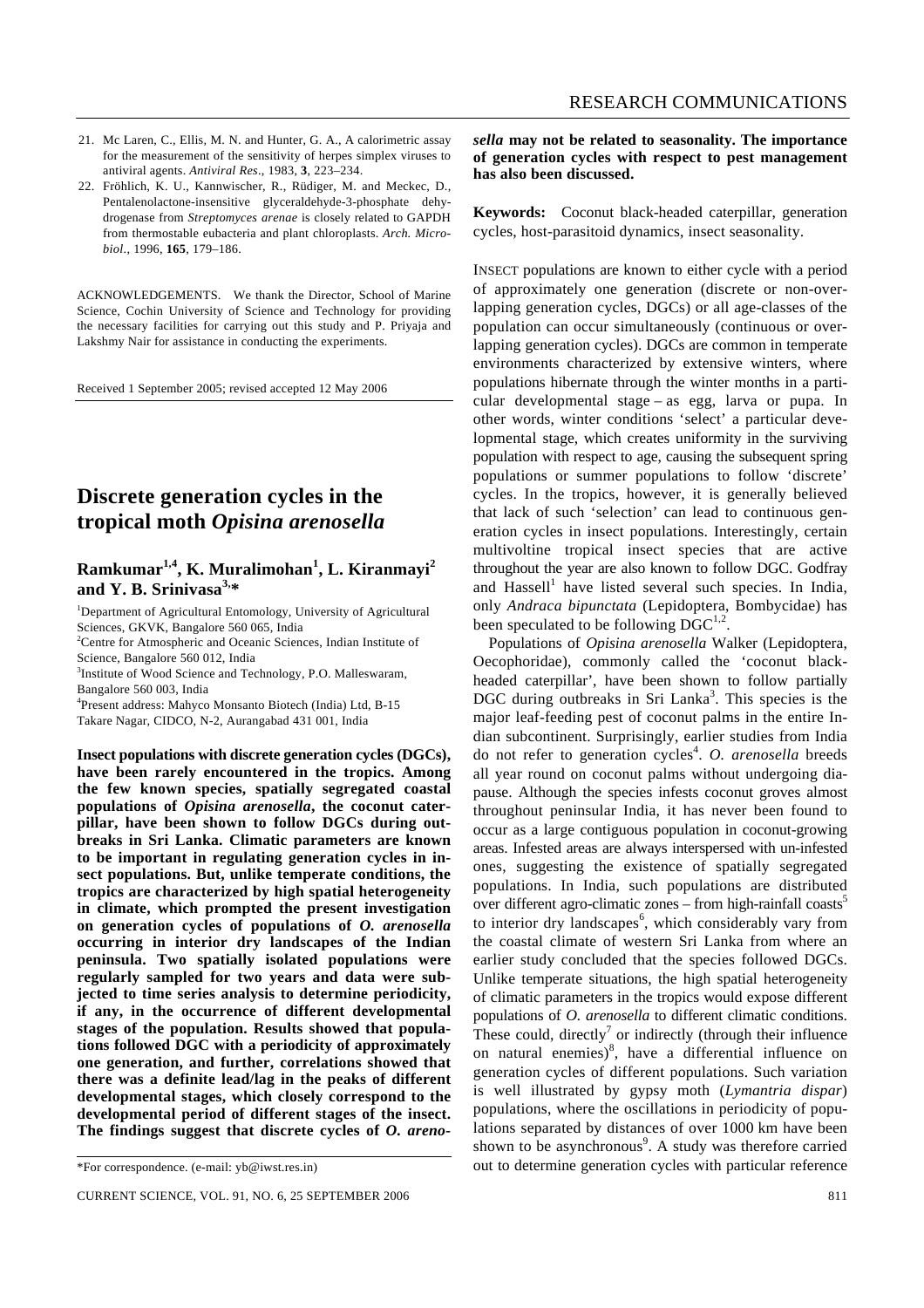21. Mc Laren, C., Ellis, M. N. and Hunter, G. A., A calorimetric assay for the measurement of the sensitivity of herpes simplex viruses to antiviral agents. *Antiviral Res*., 1983, **3**, 223–234.
22. Fröhlich, K. U., Kannwischer, R., Rüdiger, M. and Meckec, D., Pentalenolactone-insensitive glyceraldehyde-3-phosphate dehydrogenase from *Streptomyces arenae* is closely related to GAPDH from thermostable eubacteria and plant chloroplasts. *Arch. Microbiol*., 1996, **165**, 179–186.

ACKNOWLEDGEMENTS. We thank the Director, School of Marine Science, Cochin University of Science and Technology for providing the necessary facilities for carrying out this study and P. Priyaja and Lakshmy Nair for assistance in conducting the experiments.

Received 1 September 2005; revised accepted 12 May 2006

# Discrete generation cycles in the tropical moth *Opisina arenosella*

**Ramkumar[1,4], K. Muralimohan[1], L. Kiranmayi[2] and Y. B. Srinivasa[3,*]**

[1]Department of Agricultural Entomology, University of Agricultural Sciences, GKVK, Bangalore 560 065, India
[2]Centre for Atmospheric and Oceanic Sciences, Indian Institute of Science, Bangalore 560 012, India
[3]Institute of Wood Science and Technology, P.O. Malleswaram, Bangalore 560 003, India
[4]Present address: Mahyco Monsanto Biotech (India) Ltd, B-15 Takare Nagar, CIDCO, N-2, Aurangabad 431 001, India

**Insect populations with discrete generation cycles (DGCs), have been rarely encountered in the tropics. Among the few known species, spatially segregated coastal populations of *Opisina arenosella*, the coconut caterpillar, have been shown to follow DGCs during outbreaks in Sri Lanka. Climatic parameters are known to be important in regulating generation cycles in insect populations. But, unlike temperate conditions, the tropics are characterized by high spatial heterogeneity in climate, which prompted the present investigation on generation cycles of populations of *O. arenosella* occurring in interior dry landscapes of the Indian peninsula. Two spatially isolated populations were regularly sampled for two years and data were subjected to time series analysis to determine periodicity, if any, in the occurrence of different developmental stages of the population. Results showed that populations followed DGC with a periodicity of approximately one generation, and further, correlations showed that there was a definite lead/lag in the peaks of different developmental stages, which closely correspond to the developmental period of different stages of the insect. The findings suggest that discrete cycles of *O. arenosella* may not be related to seasonality. The importance of generation cycles with respect to pest management has also been discussed.**

**Keywords:** Coconut black-headed caterpillar, generation cycles, host-parasitoid dynamics, insect seasonality.

INSECT populations are known to either cycle with a period of approximately one generation (discrete or non-overlapping generation cycles, DGCs) or all age-classes of the population can occur simultaneously (continuous or overlapping generation cycles). DGCs are common in temperate environments characterized by extensive winters, where populations hibernate through the winter months in a particular developmental stage – as egg, larva or pupa. In other words, winter conditions 'select' a particular developmental stage, which creates uniformity in the surviving population with respect to age, causing the subsequent spring populations or summer populations to follow 'discrete' cycles. In the tropics, however, it is generally believed that lack of such 'selection' can lead to continuous generation cycles in insect populations. Interestingly, certain multivoltine tropical insect species that are active throughout the year are also known to follow DGC. Godfray and Hassell[1] have listed several such species. In India, only *Andraca bipunctata* (Lepidoptera, Bombycidae) has been speculated to be following DGC[1,2].

Populations of *Opisina arenosella* Walker (Lepidoptera, Oecophoridae), commonly called the 'coconut black-headed caterpillar', have been shown to follow partially DGC during outbreaks in Sri Lanka[3]. This species is the major leaf-feeding pest of coconut palms in the entire Indian subcontinent. Surprisingly, earlier studies from India do not refer to generation cycles[4]. *O. arenosella* breeds all year round on coconut palms without undergoing diapause. Although the species infests coconut groves almost throughout peninsular India, it has never been found to occur as a large contiguous population in coconut-growing areas. Infested areas are always interspersed with un-infested ones, suggesting the existence of spatially segregated populations. In India, such populations are distributed over different agro-climatic zones – from high-rainfall coasts[5] to interior dry landscapes[6], which considerably vary from the coastal climate of western Sri Lanka from where an earlier study concluded that the species followed DGCs. Unlike temperate situations, the high spatial heterogeneity of climatic parameters in the tropics would expose different populations of *O. arenosella* to different climatic conditions. These could, directly[7] or indirectly (through their influence on natural enemies)[8], have a differential influence on generation cycles of different populations. Such variation is well illustrated by gypsy moth (*Lymantria dispar*) populations, where the oscillations in periodicity of populations separated by distances of over 1000 km have been shown to be asynchronous[9]. A study was therefore carried out to determine generation cycles with particular reference

*For correspondence. (e-mail: yb@iwst.res.in)